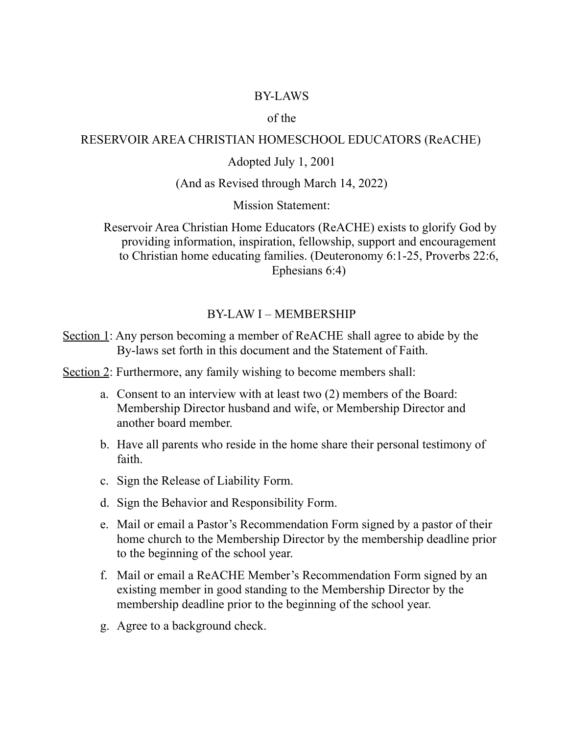# BY-LAWS

## of the

## RESERVOIR AREA CHRISTIAN HOMESCHOOL EDUCATORS (ReACHE)

Adopted July 1, 2001

(And as Revised through March 14, 2022)

Mission Statement:

Reservoir Area Christian Home Educators (ReACHE) exists to glorify God by providing information, inspiration, fellowship, support and encouragement to Christian home educating families. (Deuteronomy 6:1-25, Proverbs 22:6, Ephesians 6:4)

## BY-LAW I – MEMBERSHIP

Section 1: Any person becoming a member of ReACHE shall agree to abide by the By-laws set forth in this document and the Statement of Faith.

Section 2: Furthermore, any family wishing to become members shall:

a. Consent to an interview with at least two (2) members of the Board: Membership Director husband and wife, or Membership Director and another board member.

b. Have all parents who reside in the home share their personal testimony of faith.

c. Sign the Release of Liability Form.

d. Sign the Behavior and Responsibility Form.

e. Mail or email a Pastor's Recommendation Form signed by a pastor of their home church to the Membership Director by the membership deadline prior to the beginning of the school year.

f. Mail or email a ReACHE Member's Recommendation Form signed by an existing member in good standing to the Membership Director by the membership deadline prior to the beginning of the school year.

g. Agree to a background check.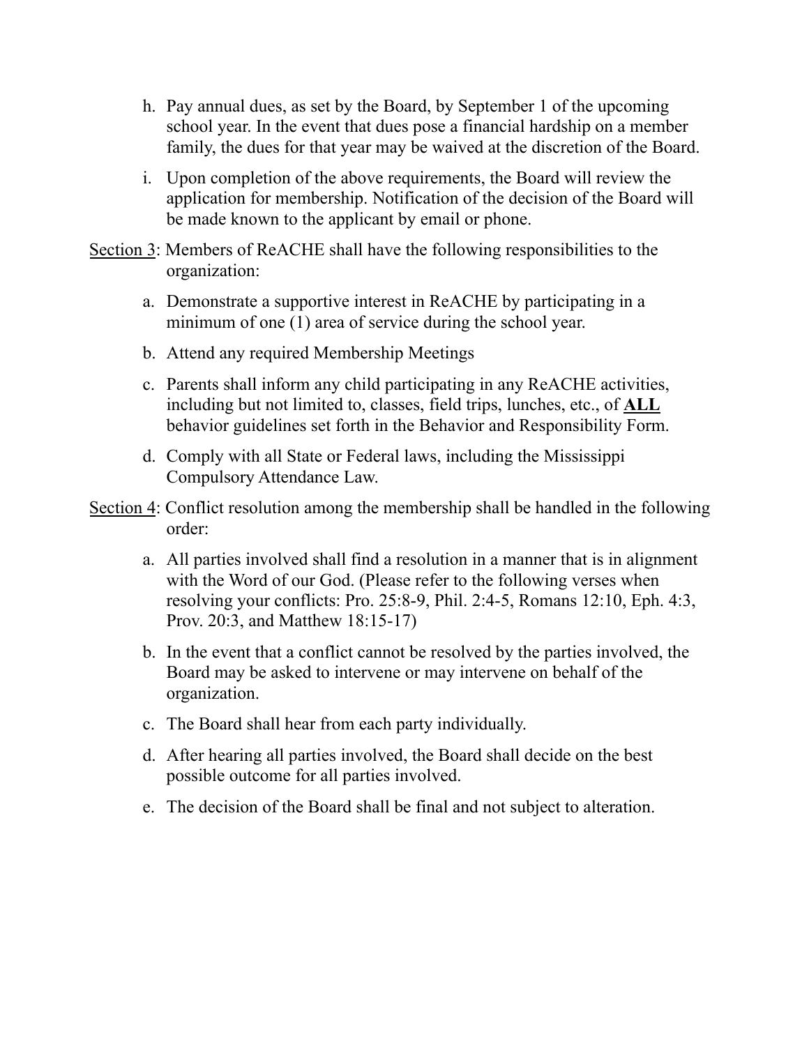h. Pay annual dues, as set by the Board, by September 1 of the upcoming school year. In the event that dues pose a financial hardship on a member family, the dues for that year may be waived at the discretion of the Board.

i. Upon completion of the above requirements, the Board will review the application for membership. Notification of the decision of the Board will be made known to the applicant by email or phone.

<u>Section 3</u>: Members of ReACHE shall have the following responsibilities to the organization:

a. Demonstrate a supportive interest in ReACHE by participating in a minimum of one (1) area of service during the school year.

b. Attend any required Membership Meetings

c. Parents shall inform any child participating in any ReACHE activities, including but not limited to, classes, field trips, lunches, etc., of **<u>ALL</u>** behavior guidelines set forth in the Behavior and Responsibility Form.

d. Comply with all State or Federal laws, including the Mississippi Compulsory Attendance Law.

<u>Section 4</u>: Conflict resolution among the membership shall be handled in the following order:

a. All parties involved shall find a resolution in a manner that is in alignment with the Word of our God. (Please refer to the following verses when resolving your conflicts: Pro. 25:8-9, Phil. 2:4-5, Romans 12:10, Eph. 4:3, Prov. 20:3, and Matthew 18:15-17)

b. In the event that a conflict cannot be resolved by the parties involved, the Board may be asked to intervene or may intervene on behalf of the organization.

c. The Board shall hear from each party individually.

d. After hearing all parties involved, the Board shall decide on the best possible outcome for all parties involved.

e. The decision of the Board shall be final and not subject to alteration.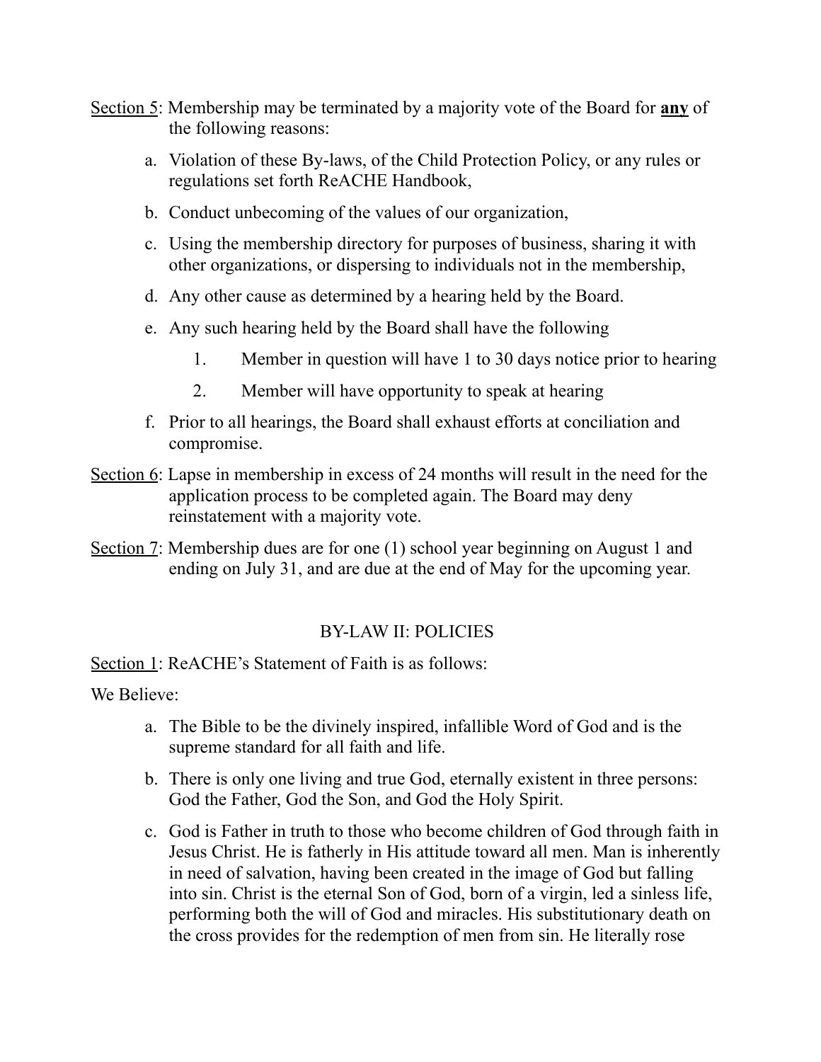Section 5: Membership may be terminated by a majority vote of the Board for **<u>any</u>** of the following reasons:

a. Violation of these By-laws, of the Child Protection Policy, or any rules or regulations set forth ReACHE Handbook,

b. Conduct unbecoming of the values of our organization,

c. Using the membership directory for purposes of business, sharing it with other organizations, or dispersing to individuals not in the membership,

d. Any other cause as determined by a hearing held by the Board.

e. Any such hearing held by the Board shall have the following

   1. Member in question will have 1 to 30 days notice prior to hearing

   2. Member will have opportunity to speak at hearing

f. Prior to all hearings, the Board shall exhaust efforts at conciliation and compromise.

Section 6: Lapse in membership in excess of 24 months will result in the need for the application process to be completed again. The Board may deny reinstatement with a majority vote.

Section 7: Membership dues are for one (1) school year beginning on August 1 and ending on July 31, and are due at the end of May for the upcoming year.

## BY-LAW II: POLICIES

Section 1: ReACHE's Statement of Faith is as follows:

We Believe:

a. The Bible to be the divinely inspired, infallible Word of God and is the supreme standard for all faith and life.

b. There is only one living and true God, eternally existent in three persons: God the Father, God the Son, and God the Holy Spirit.

c. God is Father in truth to those who become children of God through faith in Jesus Christ. He is fatherly in His attitude toward all men. Man is inherently in need of salvation, having been created in the image of God but falling into sin. Christ is the eternal Son of God, born of a virgin, led a sinless life, performing both the will of God and miracles. His substitutionary death on the cross provides for the redemption of men from sin. He literally rose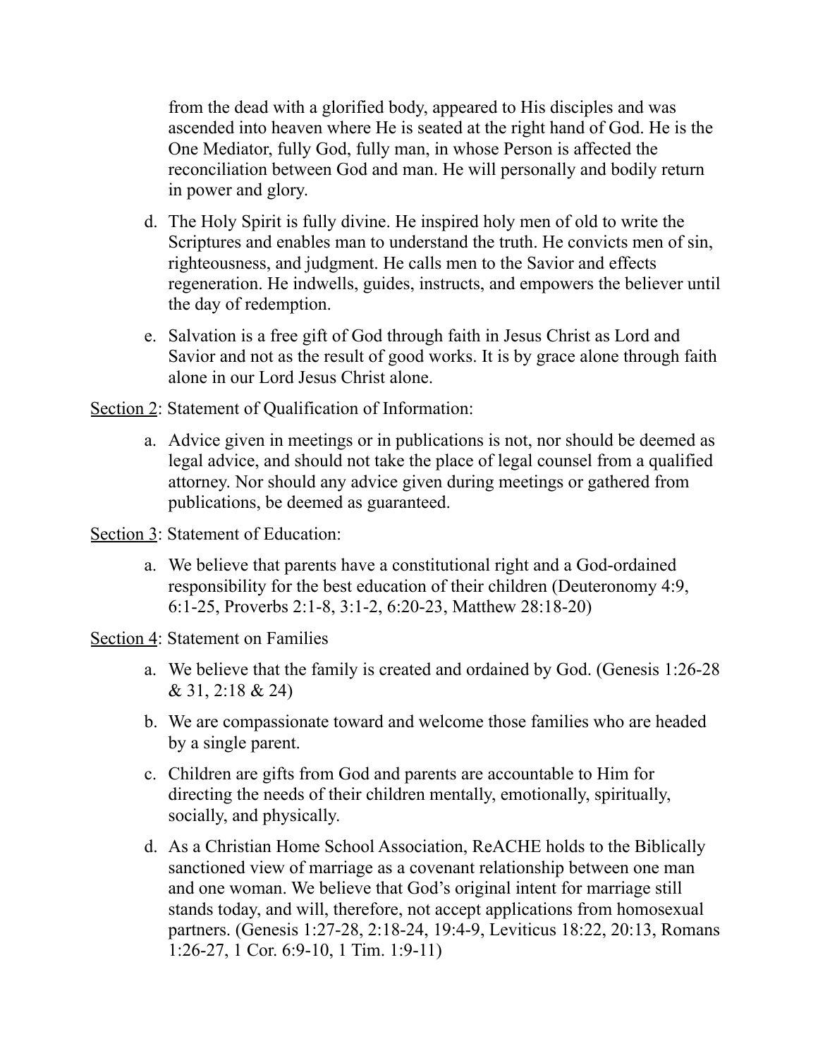from the dead with a glorified body, appeared to His disciples and was ascended into heaven where He is seated at the right hand of God. He is the One Mediator, fully God, fully man, in whose Person is affected the reconciliation between God and man. He will personally and bodily return in power and glory.

d. The Holy Spirit is fully divine. He inspired holy men of old to write the Scriptures and enables man to understand the truth. He convicts men of sin, righteousness, and judgment. He calls men to the Savior and effects regeneration. He indwells, guides, instructs, and empowers the believer until the day of redemption.

e. Salvation is a free gift of God through faith in Jesus Christ as Lord and Savior and not as the result of good works. It is by grace alone through faith alone in our Lord Jesus Christ alone.

<u>Section 2</u>: Statement of Qualification of Information:

a. Advice given in meetings or in publications is not, nor should be deemed as legal advice, and should not take the place of legal counsel from a qualified attorney. Nor should any advice given during meetings or gathered from publications, be deemed as guaranteed.

<u>Section 3</u>: Statement of Education:

a. We believe that parents have a constitutional right and a God-ordained responsibility for the best education of their children (Deuteronomy 4:9, 6:1-25, Proverbs 2:1-8, 3:1-2, 6:20-23, Matthew 28:18-20)

<u>Section 4</u>: Statement on Families

a. We believe that the family is created and ordained by God. (Genesis 1:26-28 & 31, 2:18 & 24)

b. We are compassionate toward and welcome those families who are headed by a single parent.

c. Children are gifts from God and parents are accountable to Him for directing the needs of their children mentally, emotionally, spiritually, socially, and physically.

d. As a Christian Home School Association, ReACHE holds to the Biblically sanctioned view of marriage as a covenant relationship between one man and one woman. We believe that God's original intent for marriage still stands today, and will, therefore, not accept applications from homosexual partners. (Genesis 1:27-28, 2:18-24, 19:4-9, Leviticus 18:22, 20:13, Romans 1:26-27, 1 Cor. 6:9-10, 1 Tim. 1:9-11)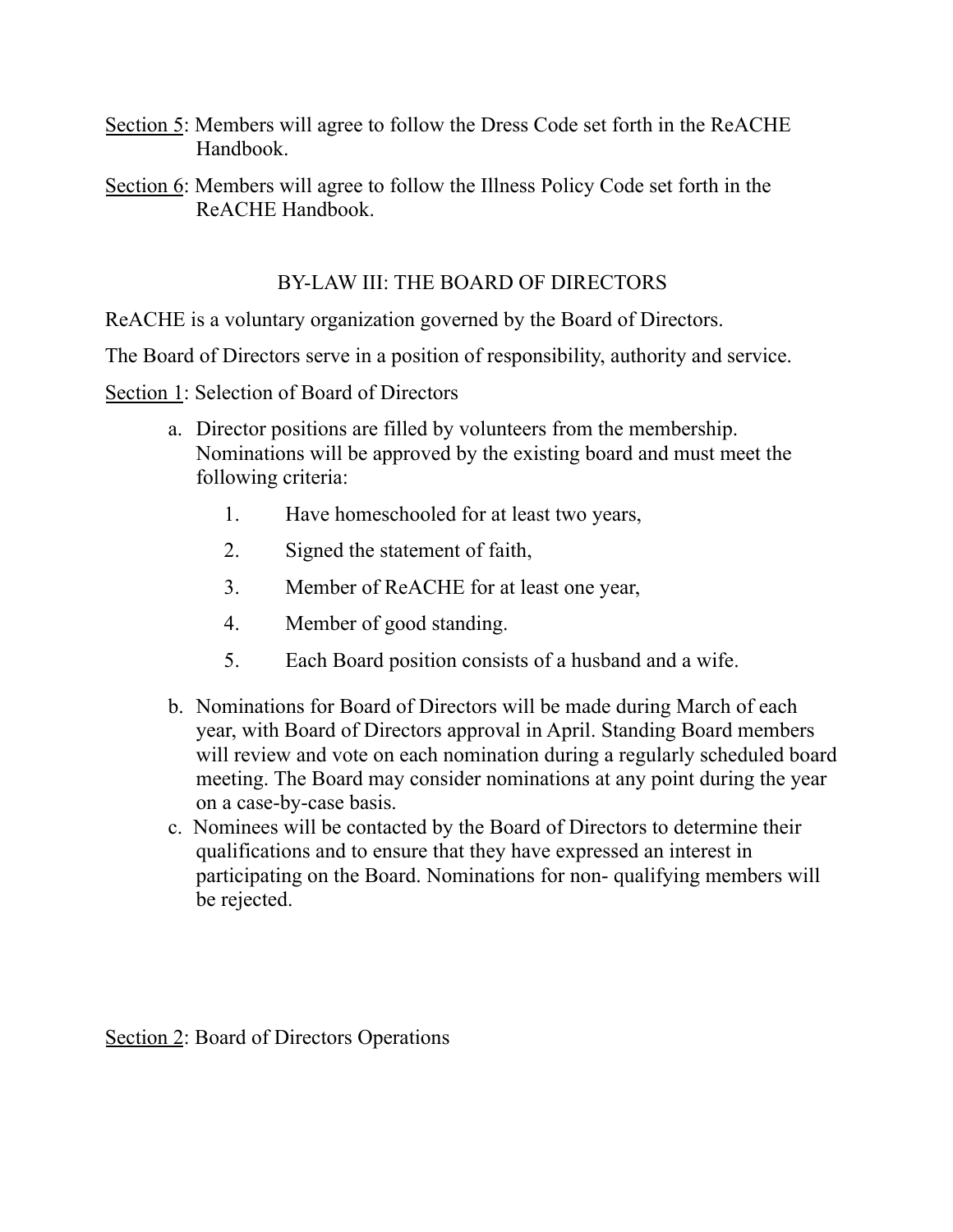Section 5: Members will agree to follow the Dress Code set forth in the ReACHE Handbook.

Section 6: Members will agree to follow the Illness Policy Code set forth in the ReACHE Handbook.

## BY-LAW III: THE BOARD OF DIRECTORS

ReACHE is a voluntary organization governed by the Board of Directors.

The Board of Directors serve in a position of responsibility, authority and service.

Section 1: Selection of Board of Directors

a. Director positions are filled by volunteers from the membership. Nominations will be approved by the existing board and must meet the following criteria:

   1. Have homeschooled for at least two years,
   2. Signed the statement of faith,
   3. Member of ReACHE for at least one year,
   4. Member of good standing.
   5. Each Board position consists of a husband and a wife.

b. Nominations for Board of Directors will be made during March of each year, with Board of Directors approval in April. Standing Board members will review and vote on each nomination during a regularly scheduled board meeting. The Board may consider nominations at any point during the year on a case-by-case basis.

c. Nominees will be contacted by the Board of Directors to determine their qualifications and to ensure that they have expressed an interest in participating on the Board. Nominations for non- qualifying members will be rejected.

Section 2: Board of Directors Operations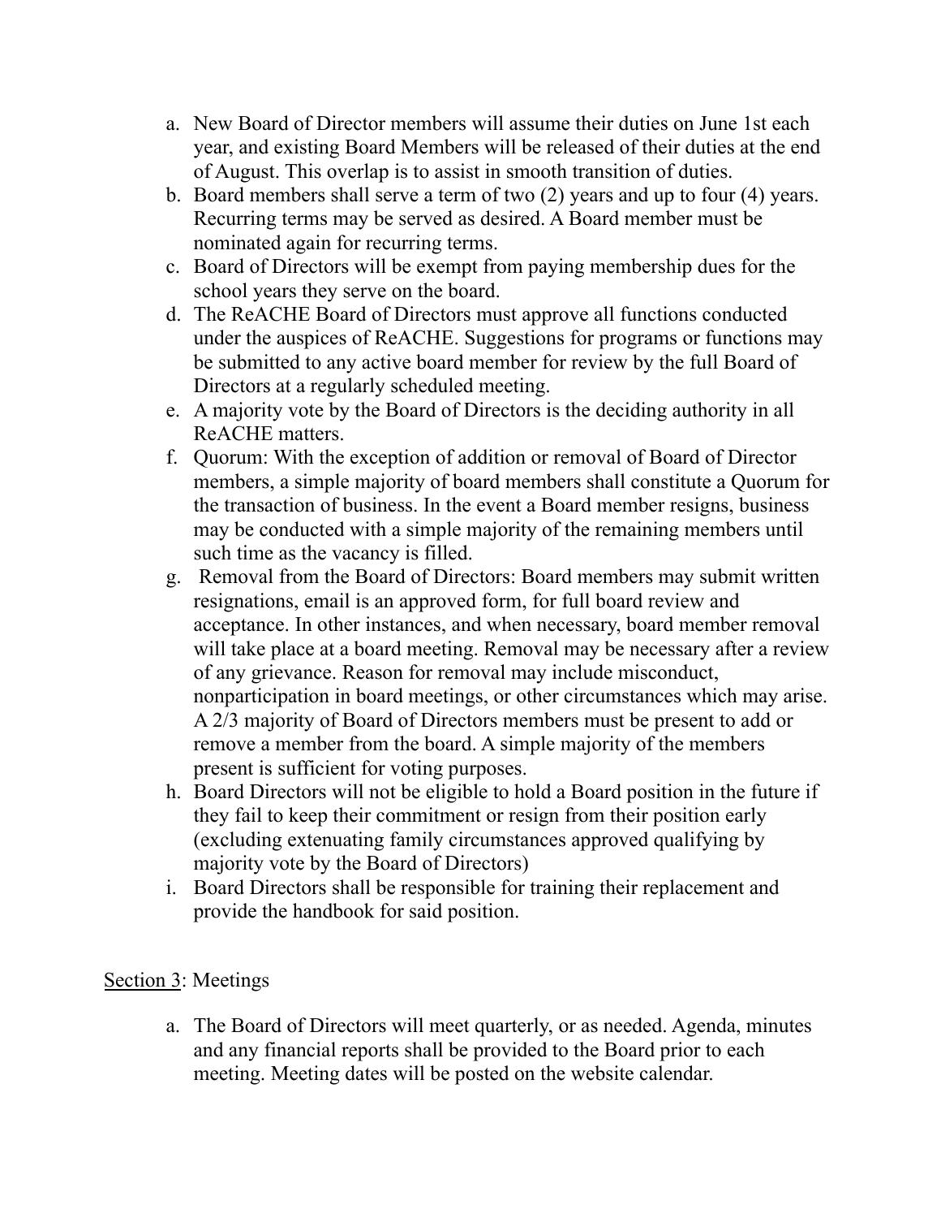a. New Board of Director members will assume their duties on June 1st each year, and existing Board Members will be released of their duties at the end of August. This overlap is to assist in smooth transition of duties.
b. Board members shall serve a term of two (2) years and up to four (4) years. Recurring terms may be served as desired. A Board member must be nominated again for recurring terms.
c. Board of Directors will be exempt from paying membership dues for the school years they serve on the board.
d. The ReACHE Board of Directors must approve all functions conducted under the auspices of ReACHE. Suggestions for programs or functions may be submitted to any active board member for review by the full Board of Directors at a regularly scheduled meeting.
e. A majority vote by the Board of Directors is the deciding authority in all ReACHE matters.
f. Quorum: With the exception of addition or removal of Board of Director members, a simple majority of board members shall constitute a Quorum for the transaction of business. In the event a Board member resigns, business may be conducted with a simple majority of the remaining members until such time as the vacancy is filled.
g. Removal from the Board of Directors: Board members may submit written resignations, email is an approved form, for full board review and acceptance. In other instances, and when necessary, board member removal will take place at a board meeting. Removal may be necessary after a review of any grievance. Reason for removal may include misconduct, nonparticipation in board meetings, or other circumstances which may arise. A 2/3 majority of Board of Directors members must be present to add or remove a member from the board. A simple majority of the members present is sufficient for voting purposes.
h. Board Directors will not be eligible to hold a Board position in the future if they fail to keep their commitment or resign from their position early (excluding extenuating family circumstances approved qualifying by majority vote by the Board of Directors)
i. Board Directors shall be responsible for training their replacement and provide the handbook for said position.

<u>Section 3</u>: Meetings

a. The Board of Directors will meet quarterly, or as needed. Agenda, minutes and any financial reports shall be provided to the Board prior to each meeting. Meeting dates will be posted on the website calendar.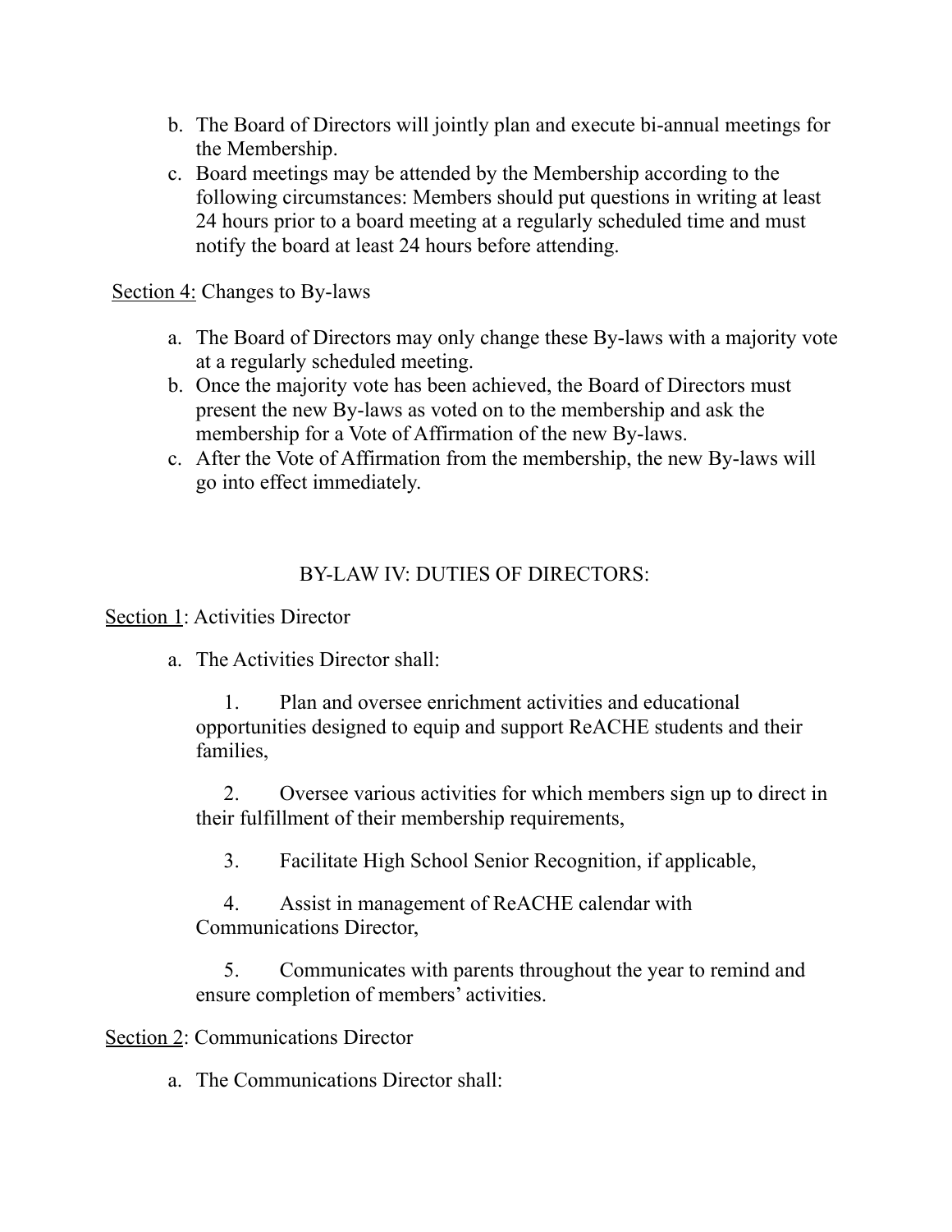b. The Board of Directors will jointly plan and execute bi-annual meetings for the Membership.
c. Board meetings may be attended by the Membership according to the following circumstances: Members should put questions in writing at least 24 hours prior to a board meeting at a regularly scheduled time and must notify the board at least 24 hours before attending.

<u>Section 4:</u> Changes to By-laws

a. The Board of Directors may only change these By-laws with a majority vote at a regularly scheduled meeting.
b. Once the majority vote has been achieved, the Board of Directors must present the new By-laws as voted on to the membership and ask the membership for a Vote of Affirmation of the new By-laws.
c. After the Vote of Affirmation from the membership, the new By-laws will go into effect immediately.

## BY-LAW IV: DUTIES OF DIRECTORS:

<u>Section 1</u>: Activities Director

a. The Activities Director shall:

   1. Plan and oversee enrichment activities and educational opportunities designed to equip and support ReACHE students and their families,

   2. Oversee various activities for which members sign up to direct in their fulfillment of their membership requirements,

   3. Facilitate High School Senior Recognition, if applicable,

   4. Assist in management of ReACHE calendar with Communications Director,

   5. Communicates with parents throughout the year to remind and ensure completion of members' activities.

<u>Section 2</u>: Communications Director

a. The Communications Director shall: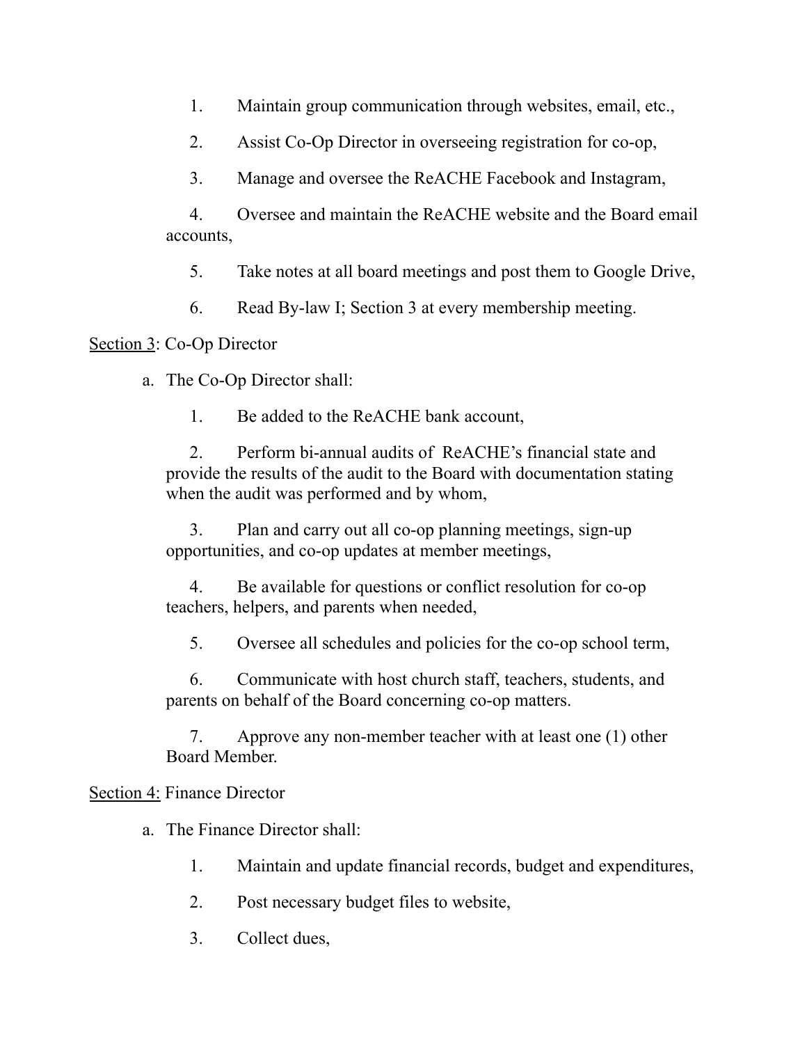1. Maintain group communication through websites, email, etc.,
2. Assist Co-Op Director in overseeing registration for co-op,
3. Manage and oversee the ReACHE Facebook and Instagram,
4. Oversee and maintain the ReACHE website and the Board email accounts,
5. Take notes at all board meetings and post them to Google Drive,
6. Read By-law I; Section 3 at every membership meeting.

<u>Section 3</u>: Co-Op Director

a. The Co-Op Director shall:
   1. Be added to the ReACHE bank account,
   2. Perform bi-annual audits of ReACHE's financial state and provide the results of the audit to the Board with documentation stating when the audit was performed and by whom,
   3. Plan and carry out all co-op planning meetings, sign-up opportunities, and co-op updates at member meetings,
   4. Be available for questions or conflict resolution for co-op teachers, helpers, and parents when needed,
   5. Oversee all schedules and policies for the co-op school term,
   6. Communicate with host church staff, teachers, students, and parents on behalf of the Board concerning co-op matters.
   7. Approve any non-member teacher with at least one (1) other Board Member.

<u>Section 4:</u> Finance Director

a. The Finance Director shall:
   1. Maintain and update financial records, budget and expenditures,
   2. Post necessary budget files to website,
   3. Collect dues,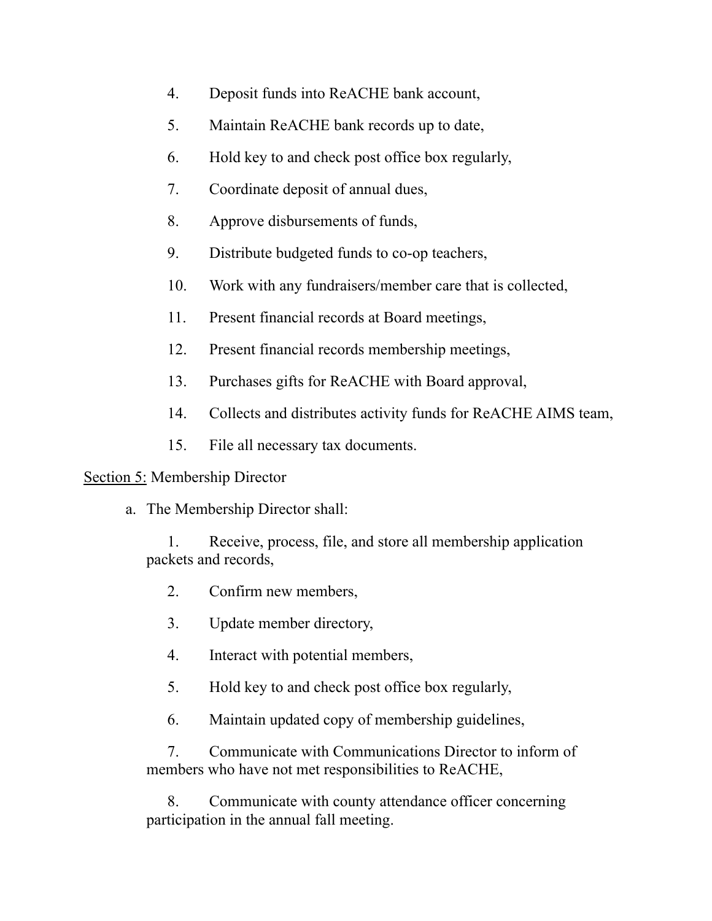4. Deposit funds into ReACHE bank account,
5. Maintain ReACHE bank records up to date,
6. Hold key to and check post office box regularly,
7. Coordinate deposit of annual dues,
8. Approve disbursements of funds,
9. Distribute budgeted funds to co-op teachers,
10. Work with any fundraisers/member care that is collected,
11. Present financial records at Board meetings,
12. Present financial records membership meetings,
13. Purchases gifts for ReACHE with Board approval,
14. Collects and distributes activity funds for ReACHE AIMS team,
15. File all necessary tax documents.

<u>Section 5:</u> Membership Director

a. The Membership Director shall:

    1. Receive, process, file, and store all membership application packets and records,
    2. Confirm new members,
    3. Update member directory,
    4. Interact with potential members,
    5. Hold key to and check post office box regularly,
    6. Maintain updated copy of membership guidelines,
    7. Communicate with Communications Director to inform of members who have not met responsibilities to ReACHE,
    8. Communicate with county attendance officer concerning participation in the annual fall meeting.